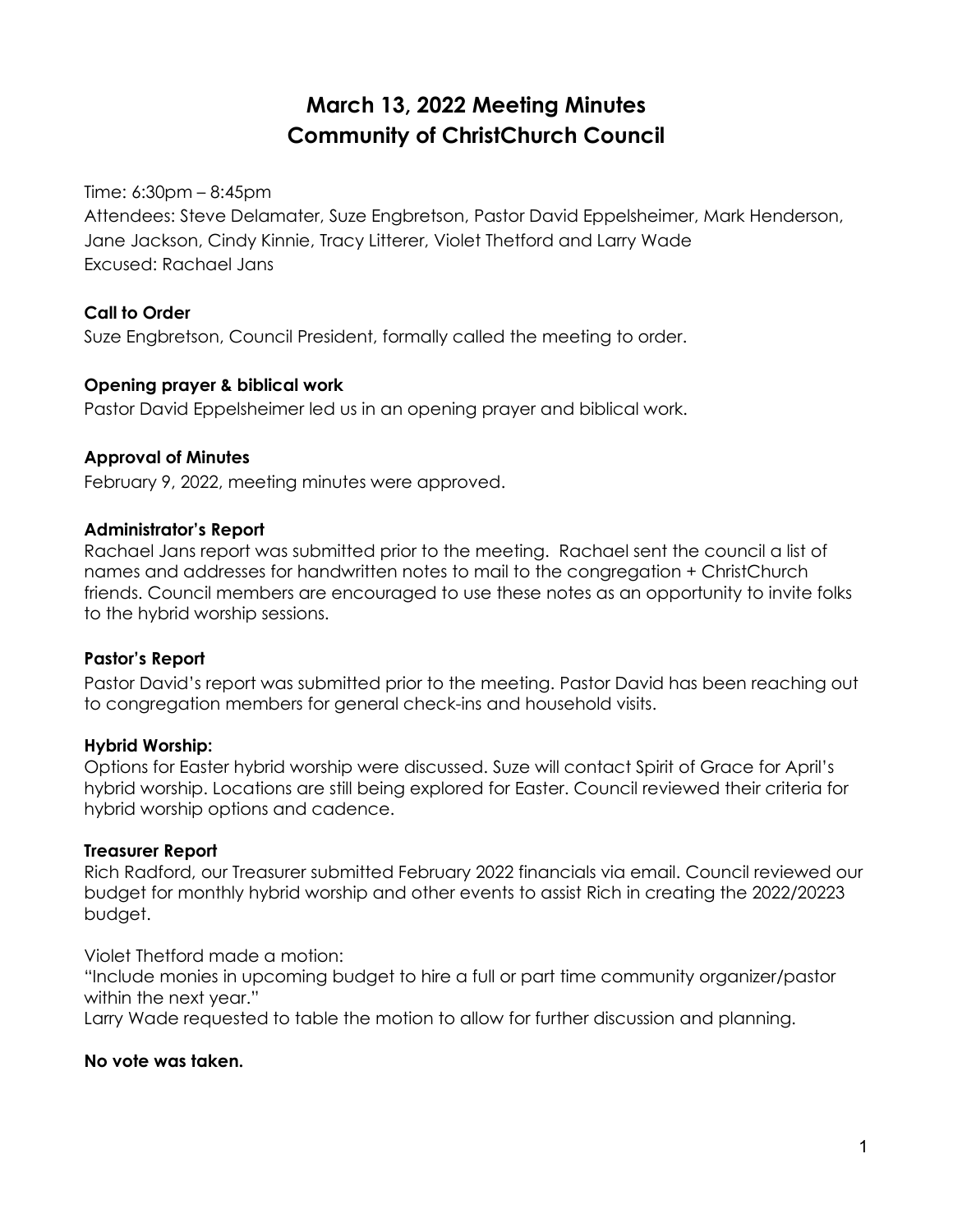# March 13, 2022 Meeting Minutes
# Community of ChristChurch Council

Time: 6:30pm – 8:45pm
Attendees: Steve Delamater, Suze Engbretson, Pastor David Eppelsheimer, Mark Henderson, Jane Jackson, Cindy Kinnie, Tracy Litterer, Violet Thetford and Larry Wade
Excused: Rachael Jans

**Call to Order**
Suze Engbretson, Council President, formally called the meeting to order.

**Opening prayer & biblical work**
Pastor David Eppelsheimer led us in an opening prayer and biblical work.

**Approval of Minutes**
February 9, 2022, meeting minutes were approved.

**Administrator's Report**
Rachael Jans report was submitted prior to the meeting. Rachael sent the council a list of names and addresses for handwritten notes to mail to the congregation + ChristChurch friends. Council members are encouraged to use these notes as an opportunity to invite folks to the hybrid worship sessions.

**Pastor's Report**
Pastor David's report was submitted prior to the meeting. Pastor David has been reaching out to congregation members for general check-ins and household visits.

**Hybrid Worship:**
Options for Easter hybrid worship were discussed. Suze will contact Spirit of Grace for April's hybrid worship. Locations are still being explored for Easter. Council reviewed their criteria for hybrid worship options and cadence.

**Treasurer Report**
Rich Radford, our Treasurer submitted February 2022 financials via email. Council reviewed our budget for monthly hybrid worship and other events to assist Rich in creating the 2022/20223 budget.

Violet Thetford made a motion:
"Include monies in upcoming budget to hire a full or part time community organizer/pastor within the next year."
Larry Wade requested to table the motion to allow for further discussion and planning.

**No vote was taken.**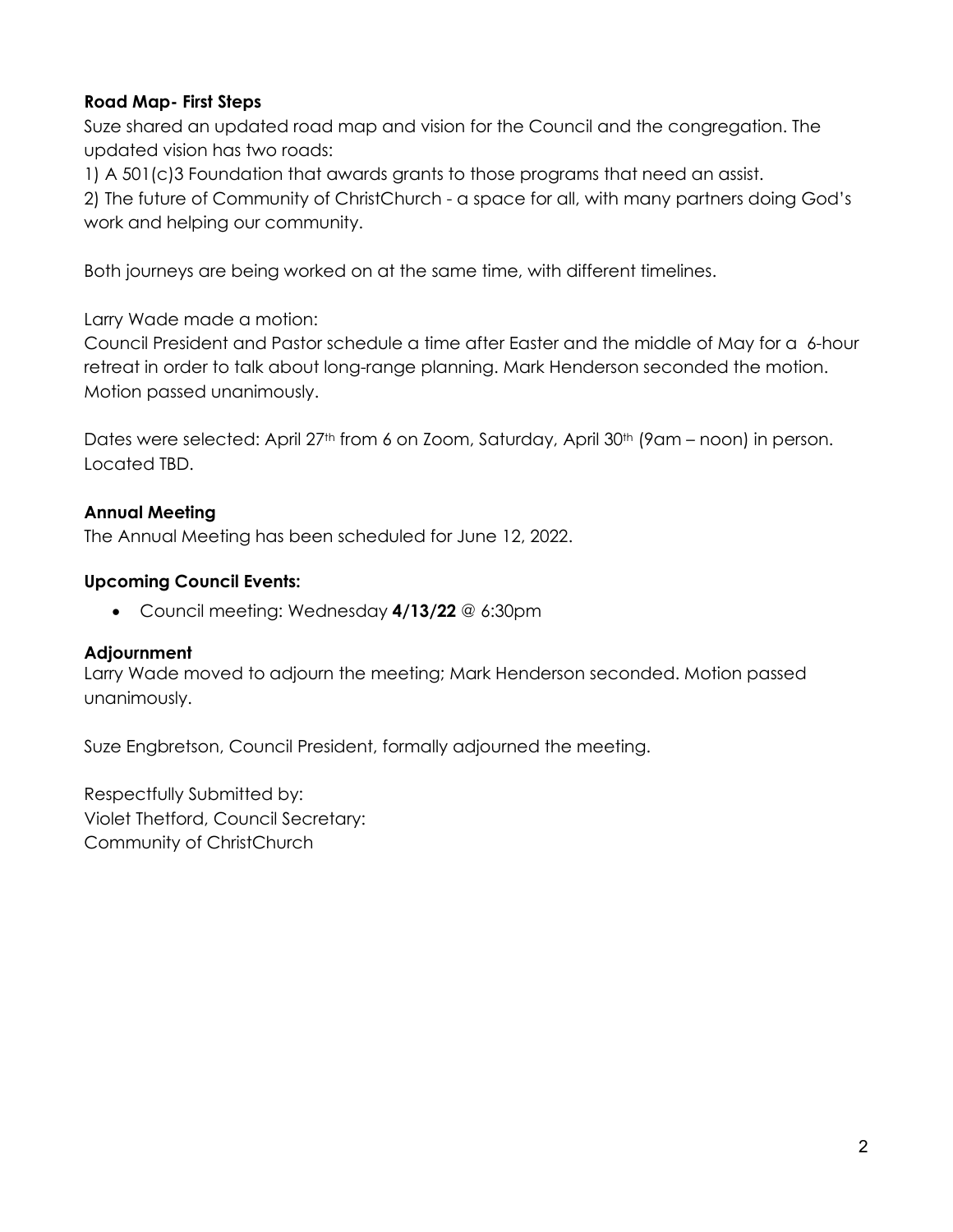**Road Map- First Steps**

Suze shared an updated road map and vision for the Council and the congregation. The updated vision has two roads:

1) A 501(c)3 Foundation that awards grants to those programs that need an assist.
2) The future of Community of ChristChurch - a space for all, with many partners doing God's work and helping our community.

Both journeys are being worked on at the same time, with different timelines.

Larry Wade made a motion:
Council President and Pastor schedule a time after Easter and the middle of May for a 6-hour retreat in order to talk about long-range planning. Mark Henderson seconded the motion. Motion passed unanimously.

Dates were selected: April 27th from 6 on Zoom, Saturday, April 30th (9am – noon) in person. Located TBD.

**Annual Meeting**

The Annual Meeting has been scheduled for June 12, 2022.

**Upcoming Council Events:**

- Council meeting: Wednesday **4/13/22** @ 6:30pm

**Adjournment**

Larry Wade moved to adjourn the meeting; Mark Henderson seconded. Motion passed unanimously.

Suze Engbretson, Council President, formally adjourned the meeting.

Respectfully Submitted by:
Violet Thetford, Council Secretary:
Community of ChristChurch